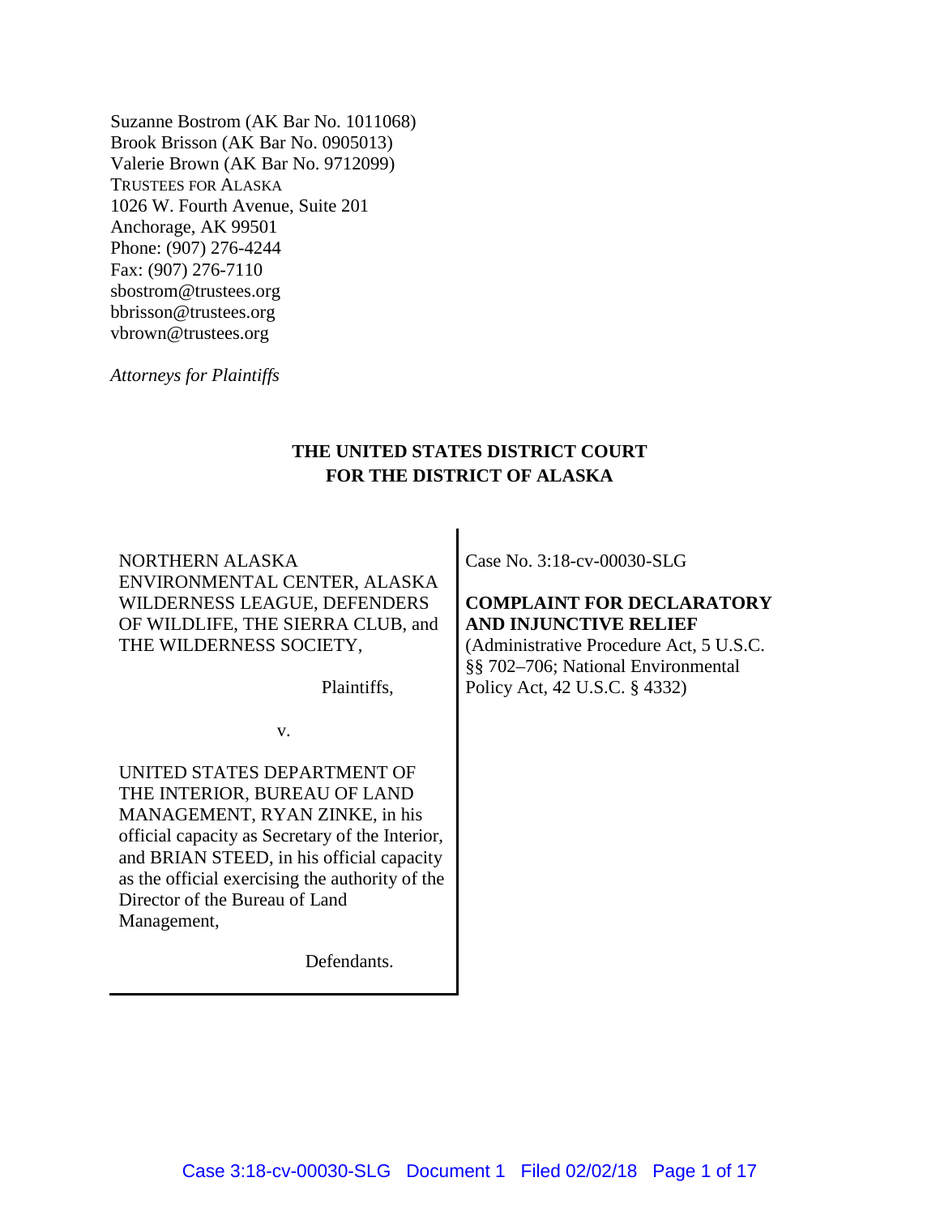Suzanne Bostrom (AK Bar No. 1011068)
Brook Brisson (AK Bar No. 0905013)
Valerie Brown (AK Bar No. 9712099)
TRUSTEES FOR ALASKA
1026 W. Fourth Avenue, Suite 201
Anchorage, AK 99501
Phone: (907) 276-4244
Fax: (907) 276-7110
sbostrom@trustees.org
bbrisson@trustees.org
vbrown@trustees.org

*Attorneys for Plaintiffs*

**THE UNITED STATES DISTRICT COURT**
**FOR THE DISTRICT OF ALASKA**

| | |
|---|---|
| NORTHERN ALASKA ENVIRONMENTAL CENTER, ALASKA WILDERNESS LEAGUE, DEFENDERS OF WILDLIFE, THE SIERRA CLUB, and THE WILDERNESS SOCIETY,<br><br>Plaintiffs,<br><br>v.<br><br>UNITED STATES DEPARTMENT OF THE INTERIOR, BUREAU OF LAND MANAGEMENT, RYAN ZINKE, in his official capacity as Secretary of the Interior, and BRIAN STEED, in his official capacity as the official exercising the authority of the Director of the Bureau of Land Management,<br><br>Defendants. | Case No. 3:18-cv-00030-SLG<br><br>**COMPLAINT FOR DECLARATORY AND INJUNCTIVE RELIEF**<br>(Administrative Procedure Act, 5 U.S.C. §§ 702–706; National Environmental Policy Act, 42 U.S.C. § 4332) |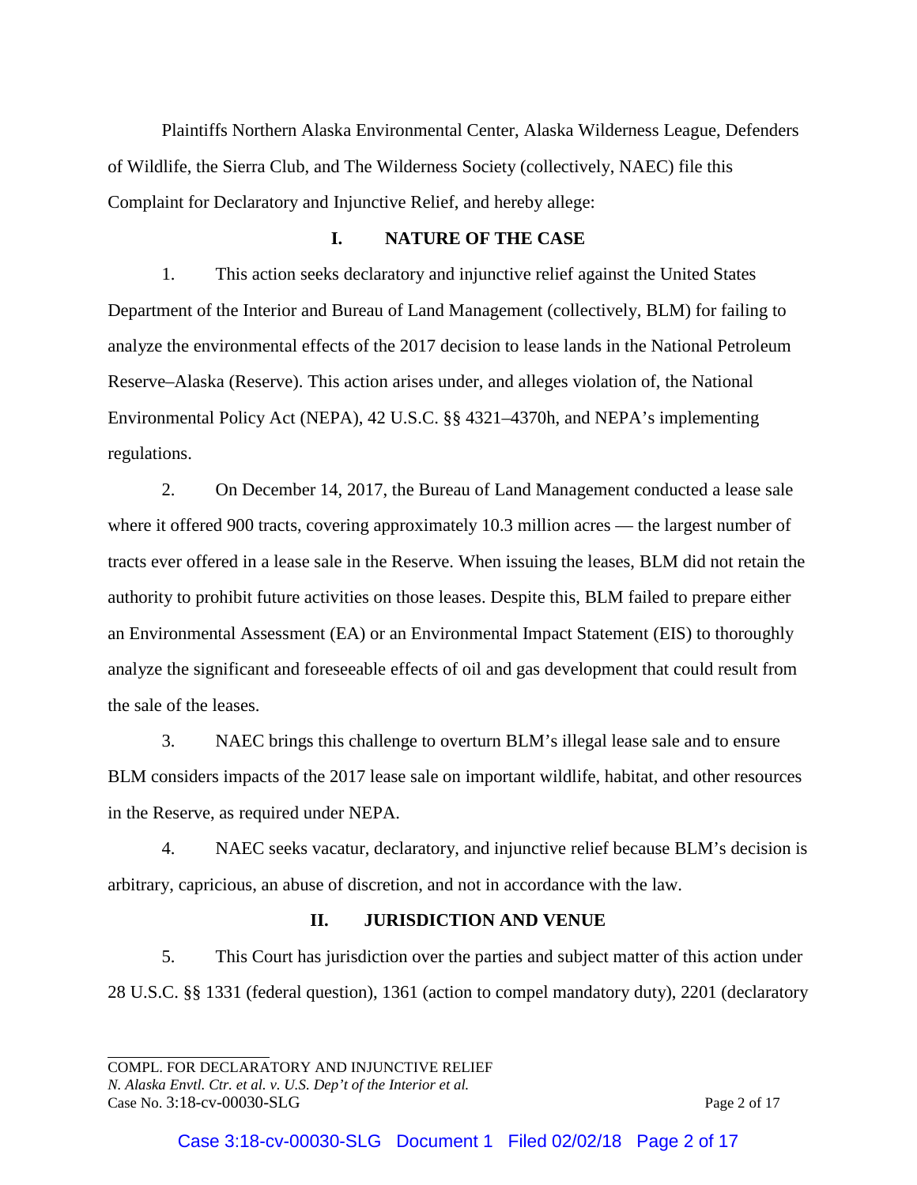Plaintiffs Northern Alaska Environmental Center, Alaska Wilderness League, Defenders of Wildlife, the Sierra Club, and The Wilderness Society (collectively, NAEC) file this Complaint for Declaratory and Injunctive Relief, and hereby allege:

## I. NATURE OF THE CASE

1. This action seeks declaratory and injunctive relief against the United States Department of the Interior and Bureau of Land Management (collectively, BLM) for failing to analyze the environmental effects of the 2017 decision to lease lands in the National Petroleum Reserve–Alaska (Reserve). This action arises under, and alleges violation of, the National Environmental Policy Act (NEPA), 42 U.S.C. §§ 4321–4370h, and NEPA's implementing regulations.

2. On December 14, 2017, the Bureau of Land Management conducted a lease sale where it offered 900 tracts, covering approximately 10.3 million acres — the largest number of tracts ever offered in a lease sale in the Reserve. When issuing the leases, BLM did not retain the authority to prohibit future activities on those leases. Despite this, BLM failed to prepare either an Environmental Assessment (EA) or an Environmental Impact Statement (EIS) to thoroughly analyze the significant and foreseeable effects of oil and gas development that could result from the sale of the leases.

3. NAEC brings this challenge to overturn BLM's illegal lease sale and to ensure BLM considers impacts of the 2017 lease sale on important wildlife, habitat, and other resources in the Reserve, as required under NEPA.

4. NAEC seeks vacatur, declaratory, and injunctive relief because BLM's decision is arbitrary, capricious, an abuse of discretion, and not in accordance with the law.

## II. JURISDICTION AND VENUE

5. This Court has jurisdiction over the parties and subject matter of this action under 28 U.S.C. §§ 1331 (federal question), 1361 (action to compel mandatory duty), 2201 (declaratory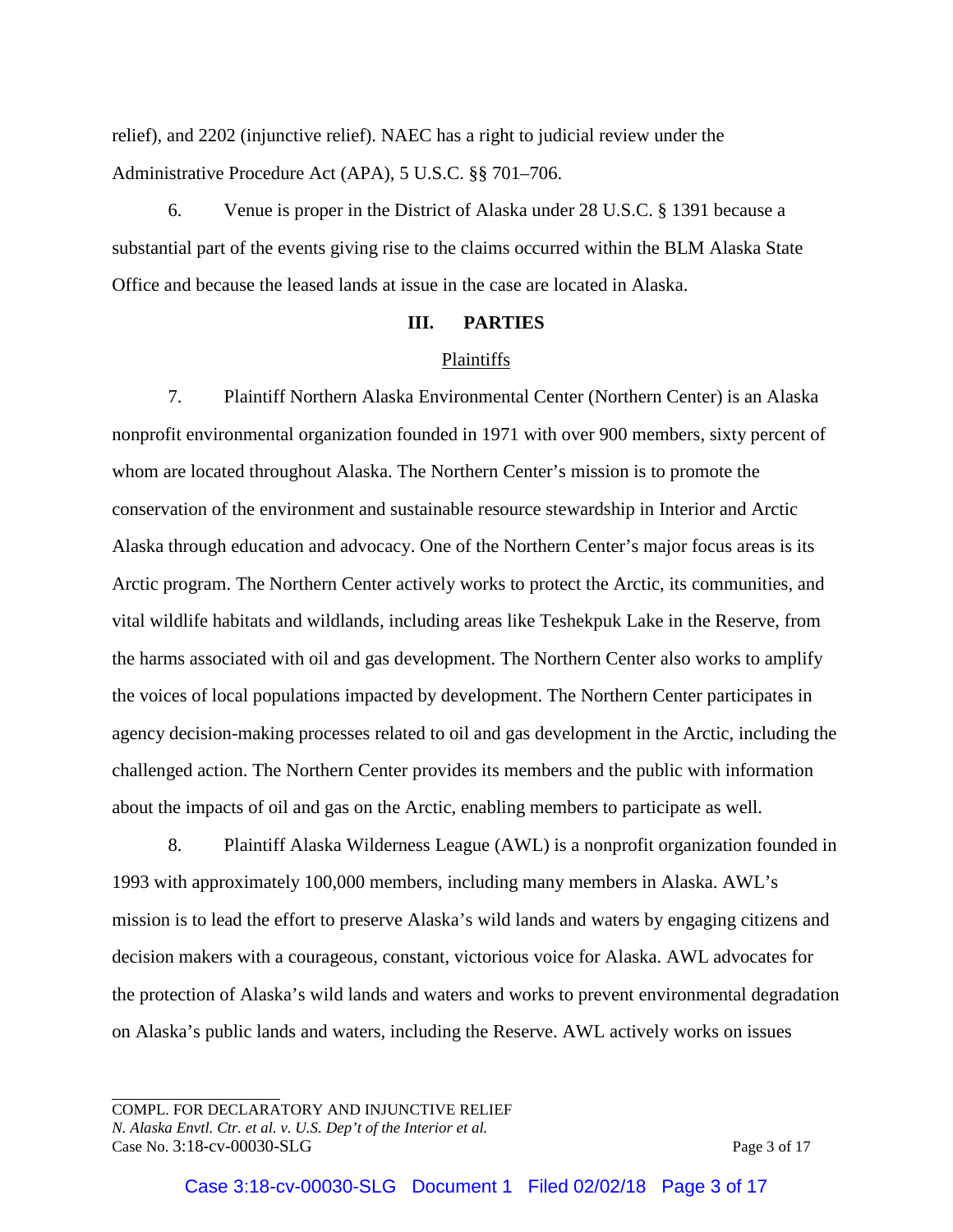relief), and 2202 (injunctive relief). NAEC has a right to judicial review under the Administrative Procedure Act (APA), 5 U.S.C. §§ 701–706.

6. Venue is proper in the District of Alaska under 28 U.S.C. § 1391 because a substantial part of the events giving rise to the claims occurred within the BLM Alaska State Office and because the leased lands at issue in the case are located in Alaska.

## III. PARTIES

Plaintiffs

7. Plaintiff Northern Alaska Environmental Center (Northern Center) is an Alaska nonprofit environmental organization founded in 1971 with over 900 members, sixty percent of whom are located throughout Alaska. The Northern Center's mission is to promote the conservation of the environment and sustainable resource stewardship in Interior and Arctic Alaska through education and advocacy. One of the Northern Center's major focus areas is its Arctic program. The Northern Center actively works to protect the Arctic, its communities, and vital wildlife habitats and wildlands, including areas like Teshekpuk Lake in the Reserve, from the harms associated with oil and gas development. The Northern Center also works to amplify the voices of local populations impacted by development. The Northern Center participates in agency decision-making processes related to oil and gas development in the Arctic, including the challenged action. The Northern Center provides its members and the public with information about the impacts of oil and gas on the Arctic, enabling members to participate as well.

8. Plaintiff Alaska Wilderness League (AWL) is a nonprofit organization founded in 1993 with approximately 100,000 members, including many members in Alaska. AWL's mission is to lead the effort to preserve Alaska's wild lands and waters by engaging citizens and decision makers with a courageous, constant, victorious voice for Alaska. AWL advocates for the protection of Alaska's wild lands and waters and works to prevent environmental degradation on Alaska's public lands and waters, including the Reserve. AWL actively works on issues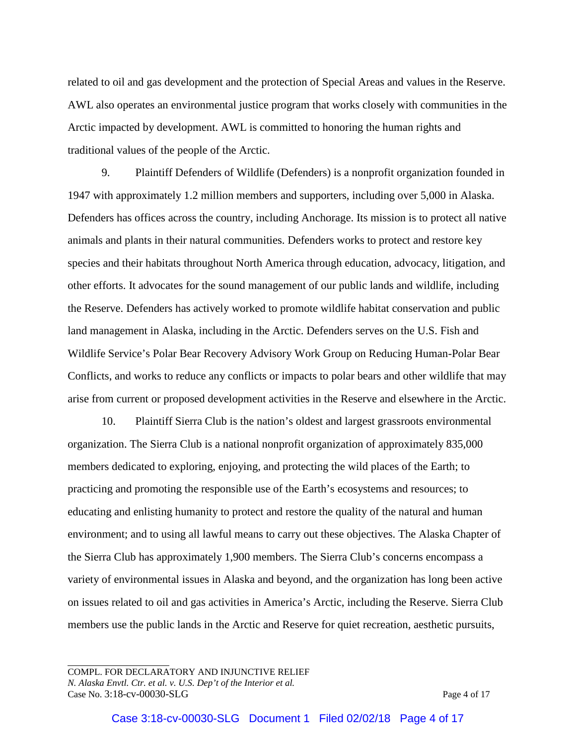related to oil and gas development and the protection of Special Areas and values in the Reserve. AWL also operates an environmental justice program that works closely with communities in the Arctic impacted by development. AWL is committed to honoring the human rights and traditional values of the people of the Arctic.

9. Plaintiff Defenders of Wildlife (Defenders) is a nonprofit organization founded in 1947 with approximately 1.2 million members and supporters, including over 5,000 in Alaska. Defenders has offices across the country, including Anchorage. Its mission is to protect all native animals and plants in their natural communities. Defenders works to protect and restore key species and their habitats throughout North America through education, advocacy, litigation, and other efforts. It advocates for the sound management of our public lands and wildlife, including the Reserve. Defenders has actively worked to promote wildlife habitat conservation and public land management in Alaska, including in the Arctic. Defenders serves on the U.S. Fish and Wildlife Service's Polar Bear Recovery Advisory Work Group on Reducing Human-Polar Bear Conflicts, and works to reduce any conflicts or impacts to polar bears and other wildlife that may arise from current or proposed development activities in the Reserve and elsewhere in the Arctic.

10. Plaintiff Sierra Club is the nation's oldest and largest grassroots environmental organization. The Sierra Club is a national nonprofit organization of approximately 835,000 members dedicated to exploring, enjoying, and protecting the wild places of the Earth; to practicing and promoting the responsible use of the Earth's ecosystems and resources; to educating and enlisting humanity to protect and restore the quality of the natural and human environment; and to using all lawful means to carry out these objectives. The Alaska Chapter of the Sierra Club has approximately 1,900 members. The Sierra Club's concerns encompass a variety of environmental issues in Alaska and beyond, and the organization has long been active on issues related to oil and gas activities in America's Arctic, including the Reserve. Sierra Club members use the public lands in the Arctic and Reserve for quiet recreation, aesthetic pursuits,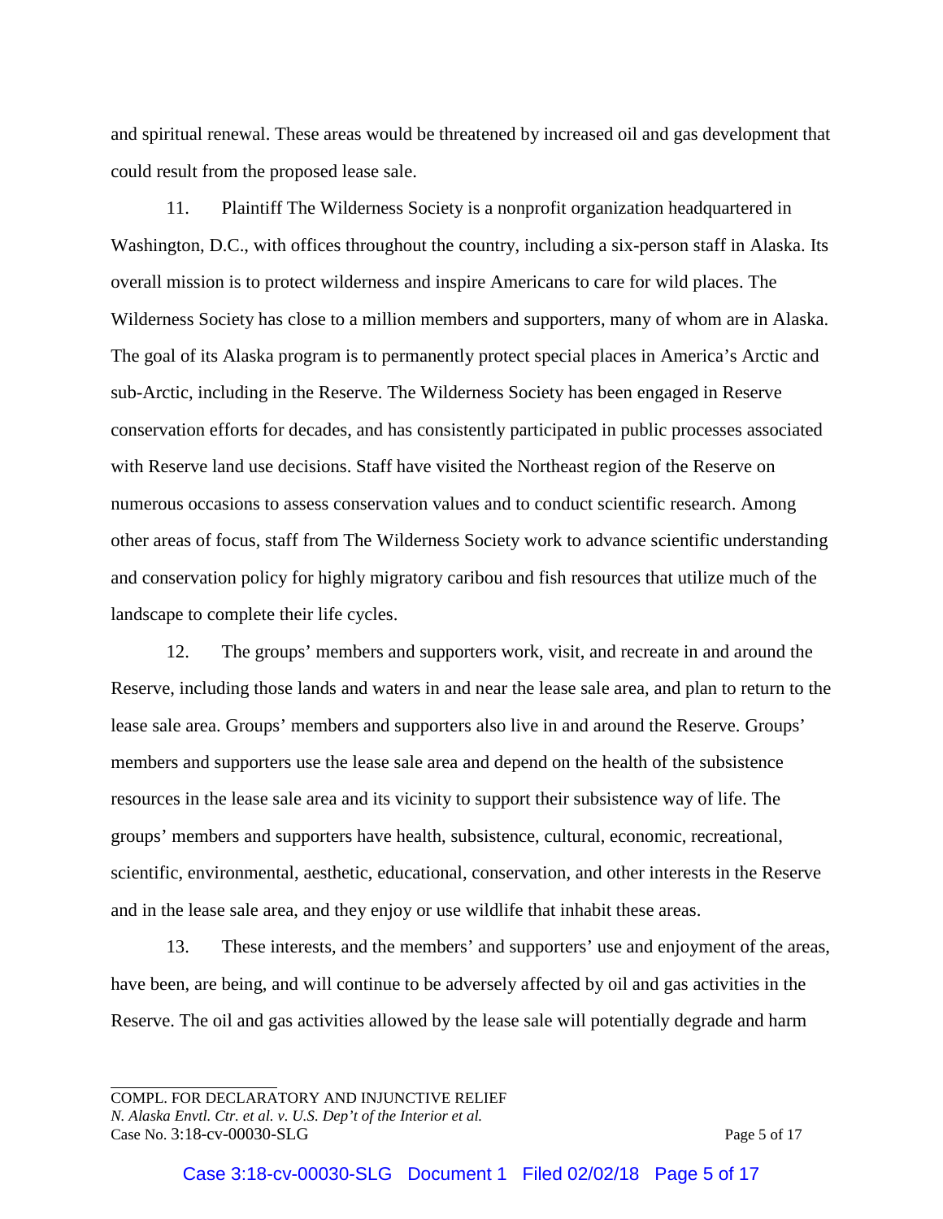and spiritual renewal. These areas would be threatened by increased oil and gas development that could result from the proposed lease sale.

11. Plaintiff The Wilderness Society is a nonprofit organization headquartered in Washington, D.C., with offices throughout the country, including a six-person staff in Alaska. Its overall mission is to protect wilderness and inspire Americans to care for wild places. The Wilderness Society has close to a million members and supporters, many of whom are in Alaska. The goal of its Alaska program is to permanently protect special places in America's Arctic and sub-Arctic, including in the Reserve. The Wilderness Society has been engaged in Reserve conservation efforts for decades, and has consistently participated in public processes associated with Reserve land use decisions. Staff have visited the Northeast region of the Reserve on numerous occasions to assess conservation values and to conduct scientific research. Among other areas of focus, staff from The Wilderness Society work to advance scientific understanding and conservation policy for highly migratory caribou and fish resources that utilize much of the landscape to complete their life cycles.

12. The groups' members and supporters work, visit, and recreate in and around the Reserve, including those lands and waters in and near the lease sale area, and plan to return to the lease sale area. Groups' members and supporters also live in and around the Reserve. Groups' members and supporters use the lease sale area and depend on the health of the subsistence resources in the lease sale area and its vicinity to support their subsistence way of life. The groups' members and supporters have health, subsistence, cultural, economic, recreational, scientific, environmental, aesthetic, educational, conservation, and other interests in the Reserve and in the lease sale area, and they enjoy or use wildlife that inhabit these areas.

13. These interests, and the members' and supporters' use and enjoyment of the areas, have been, are being, and will continue to be adversely affected by oil and gas activities in the Reserve. The oil and gas activities allowed by the lease sale will potentially degrade and harm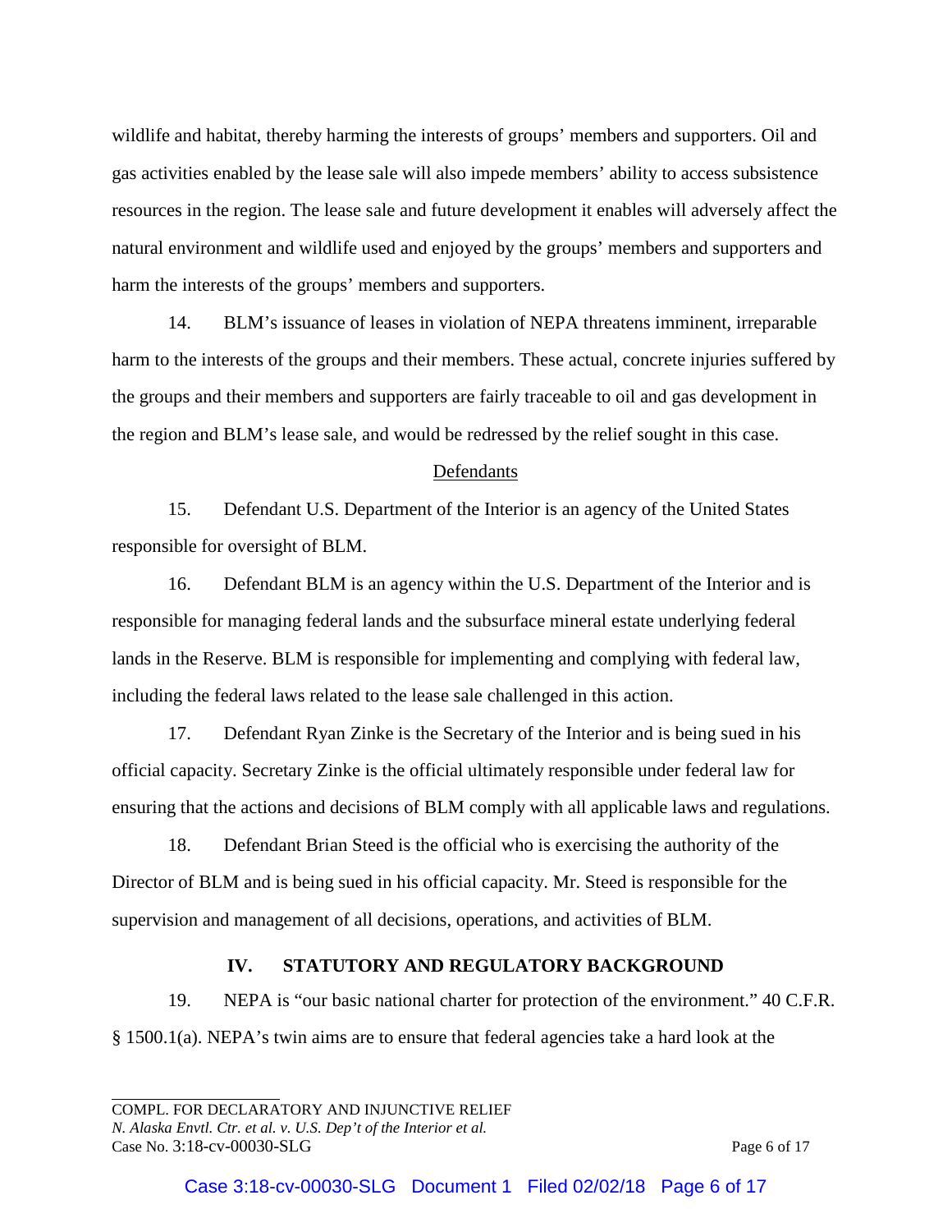wildlife and habitat, thereby harming the interests of groups' members and supporters. Oil and gas activities enabled by the lease sale will also impede members' ability to access subsistence resources in the region. The lease sale and future development it enables will adversely affect the natural environment and wildlife used and enjoyed by the groups' members and supporters and harm the interests of the groups' members and supporters.

14. BLM's issuance of leases in violation of NEPA threatens imminent, irreparable harm to the interests of the groups and their members. These actual, concrete injuries suffered by the groups and their members and supporters are fairly traceable to oil and gas development in the region and BLM's lease sale, and would be redressed by the relief sought in this case.

Defendants

15. Defendant U.S. Department of the Interior is an agency of the United States responsible for oversight of BLM.

16. Defendant BLM is an agency within the U.S. Department of the Interior and is responsible for managing federal lands and the subsurface mineral estate underlying federal lands in the Reserve. BLM is responsible for implementing and complying with federal law, including the federal laws related to the lease sale challenged in this action.

17. Defendant Ryan Zinke is the Secretary of the Interior and is being sued in his official capacity. Secretary Zinke is the official ultimately responsible under federal law for ensuring that the actions and decisions of BLM comply with all applicable laws and regulations.

18. Defendant Brian Steed is the official who is exercising the authority of the Director of BLM and is being sued in his official capacity. Mr. Steed is responsible for the supervision and management of all decisions, operations, and activities of BLM.

## IV. STATUTORY AND REGULATORY BACKGROUND

19. NEPA is "our basic national charter for protection of the environment." 40 C.F.R. § 1500.1(a). NEPA's twin aims are to ensure that federal agencies take a hard look at the

COMPL. FOR DECLARATORY AND INJUNCTIVE RELIEF
*N. Alaska Envtl. Ctr. et al. v. U.S. Dep't of the Interior et al.*
Case No. 3:18-cv-00030-SLG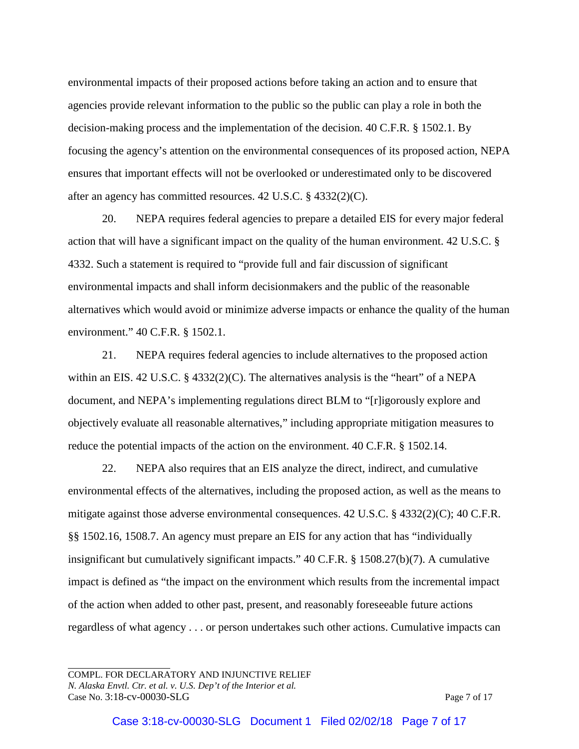environmental impacts of their proposed actions before taking an action and to ensure that agencies provide relevant information to the public so the public can play a role in both the decision-making process and the implementation of the decision. 40 C.F.R. § 1502.1. By focusing the agency's attention on the environmental consequences of its proposed action, NEPA ensures that important effects will not be overlooked or underestimated only to be discovered after an agency has committed resources. 42 U.S.C. § 4332(2)(C).

20. NEPA requires federal agencies to prepare a detailed EIS for every major federal action that will have a significant impact on the quality of the human environment. 42 U.S.C. § 4332. Such a statement is required to "provide full and fair discussion of significant environmental impacts and shall inform decisionmakers and the public of the reasonable alternatives which would avoid or minimize adverse impacts or enhance the quality of the human environment." 40 C.F.R. § 1502.1.

21. NEPA requires federal agencies to include alternatives to the proposed action within an EIS. 42 U.S.C. § 4332(2)(C). The alternatives analysis is the "heart" of a NEPA document, and NEPA's implementing regulations direct BLM to "[r]igorously explore and objectively evaluate all reasonable alternatives," including appropriate mitigation measures to reduce the potential impacts of the action on the environment. 40 C.F.R. § 1502.14.

22. NEPA also requires that an EIS analyze the direct, indirect, and cumulative environmental effects of the alternatives, including the proposed action, as well as the means to mitigate against those adverse environmental consequences. 42 U.S.C. § 4332(2)(C); 40 C.F.R. §§ 1502.16, 1508.7. An agency must prepare an EIS for any action that has "individually insignificant but cumulatively significant impacts." 40 C.F.R. § 1508.27(b)(7). A cumulative impact is defined as "the impact on the environment which results from the incremental impact of the action when added to other past, present, and reasonably foreseeable future actions regardless of what agency . . . or person undertakes such other actions. Cumulative impacts can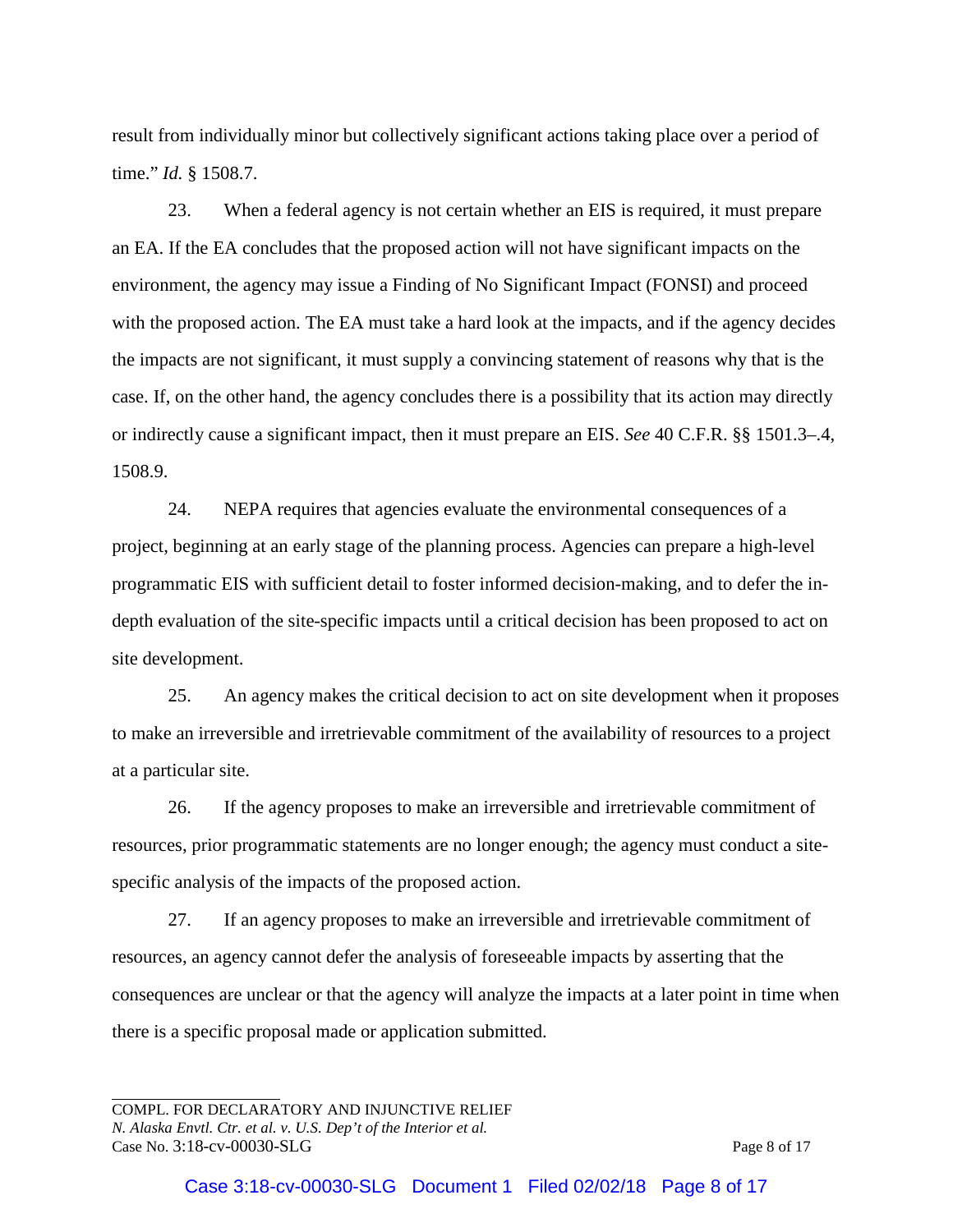result from individually minor but collectively significant actions taking place over a period of time." *Id.* § 1508.7.

23. When a federal agency is not certain whether an EIS is required, it must prepare an EA. If the EA concludes that the proposed action will not have significant impacts on the environment, the agency may issue a Finding of No Significant Impact (FONSI) and proceed with the proposed action. The EA must take a hard look at the impacts, and if the agency decides the impacts are not significant, it must supply a convincing statement of reasons why that is the case. If, on the other hand, the agency concludes there is a possibility that its action may directly or indirectly cause a significant impact, then it must prepare an EIS. *See* 40 C.F.R. §§ 1501.3–.4, 1508.9.

24. NEPA requires that agencies evaluate the environmental consequences of a project, beginning at an early stage of the planning process. Agencies can prepare a high-level programmatic EIS with sufficient detail to foster informed decision-making, and to defer the in-depth evaluation of the site-specific impacts until a critical decision has been proposed to act on site development.

25. An agency makes the critical decision to act on site development when it proposes to make an irreversible and irretrievable commitment of the availability of resources to a project at a particular site.

26. If the agency proposes to make an irreversible and irretrievable commitment of resources, prior programmatic statements are no longer enough; the agency must conduct a site-specific analysis of the impacts of the proposed action.

27. If an agency proposes to make an irreversible and irretrievable commitment of resources, an agency cannot defer the analysis of foreseeable impacts by asserting that the consequences are unclear or that the agency will analyze the impacts at a later point in time when there is a specific proposal made or application submitted.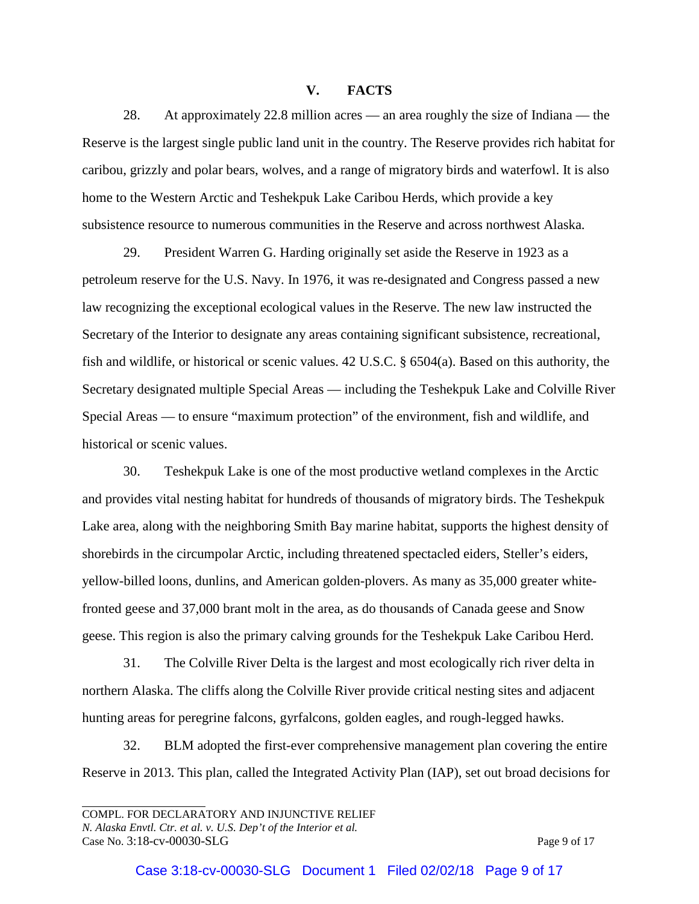## V. FACTS

28. At approximately 22.8 million acres — an area roughly the size of Indiana — the Reserve is the largest single public land unit in the country. The Reserve provides rich habitat for caribou, grizzly and polar bears, wolves, and a range of migratory birds and waterfowl. It is also home to the Western Arctic and Teshekpuk Lake Caribou Herds, which provide a key subsistence resource to numerous communities in the Reserve and across northwest Alaska.

29. President Warren G. Harding originally set aside the Reserve in 1923 as a petroleum reserve for the U.S. Navy. In 1976, it was re-designated and Congress passed a new law recognizing the exceptional ecological values in the Reserve. The new law instructed the Secretary of the Interior to designate any areas containing significant subsistence, recreational, fish and wildlife, or historical or scenic values. 42 U.S.C. § 6504(a). Based on this authority, the Secretary designated multiple Special Areas — including the Teshekpuk Lake and Colville River Special Areas — to ensure "maximum protection" of the environment, fish and wildlife, and historical or scenic values.

30. Teshekpuk Lake is one of the most productive wetland complexes in the Arctic and provides vital nesting habitat for hundreds of thousands of migratory birds. The Teshekpuk Lake area, along with the neighboring Smith Bay marine habitat, supports the highest density of shorebirds in the circumpolar Arctic, including threatened spectacled eiders, Steller's eiders, yellow-billed loons, dunlins, and American golden-plovers. As many as 35,000 greater white-fronted geese and 37,000 brant molt in the area, as do thousands of Canada geese and Snow geese. This region is also the primary calving grounds for the Teshekpuk Lake Caribou Herd.

31. The Colville River Delta is the largest and most ecologically rich river delta in northern Alaska. The cliffs along the Colville River provide critical nesting sites and adjacent hunting areas for peregrine falcons, gyrfalcons, golden eagles, and rough-legged hawks.

32. BLM adopted the first-ever comprehensive management plan covering the entire Reserve in 2013. This plan, called the Integrated Activity Plan (IAP), set out broad decisions for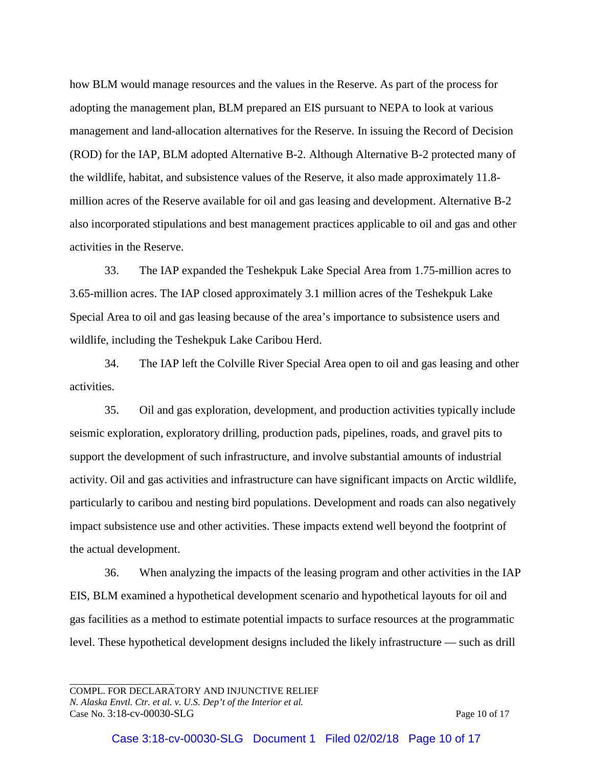how BLM would manage resources and the values in the Reserve. As part of the process for adopting the management plan, BLM prepared an EIS pursuant to NEPA to look at various management and land-allocation alternatives for the Reserve. In issuing the Record of Decision (ROD) for the IAP, BLM adopted Alternative B-2. Although Alternative B-2 protected many of the wildlife, habitat, and subsistence values of the Reserve, it also made approximately 11.8-million acres of the Reserve available for oil and gas leasing and development. Alternative B-2 also incorporated stipulations and best management practices applicable to oil and gas and other activities in the Reserve.

33. The IAP expanded the Teshekpuk Lake Special Area from 1.75-million acres to 3.65-million acres. The IAP closed approximately 3.1 million acres of the Teshekpuk Lake Special Area to oil and gas leasing because of the area's importance to subsistence users and wildlife, including the Teshekpuk Lake Caribou Herd.

34. The IAP left the Colville River Special Area open to oil and gas leasing and other activities.

35. Oil and gas exploration, development, and production activities typically include seismic exploration, exploratory drilling, production pads, pipelines, roads, and gravel pits to support the development of such infrastructure, and involve substantial amounts of industrial activity. Oil and gas activities and infrastructure can have significant impacts on Arctic wildlife, particularly to caribou and nesting bird populations. Development and roads can also negatively impact subsistence use and other activities. These impacts extend well beyond the footprint of the actual development.

36. When analyzing the impacts of the leasing program and other activities in the IAP EIS, BLM examined a hypothetical development scenario and hypothetical layouts for oil and gas facilities as a method to estimate potential impacts to surface resources at the programmatic level. These hypothetical development designs included the likely infrastructure — such as drill

COMPL. FOR DECLARATORY AND INJUNCTIVE RELIEF
*N. Alaska Envtl. Ctr. et al. v. U.S. Dep't of the Interior et al.*
Case No. 3:18-cv-00030-SLG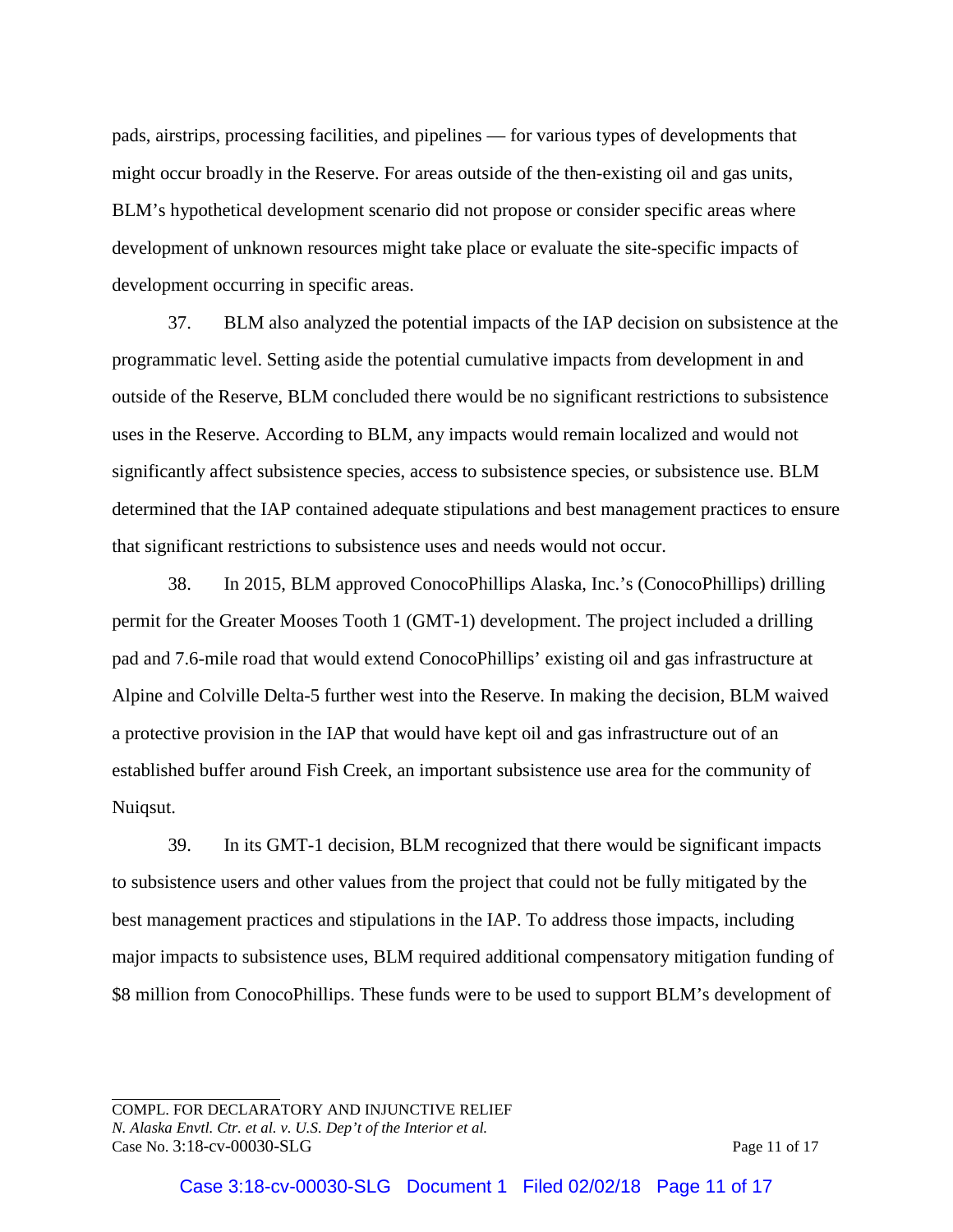pads, airstrips, processing facilities, and pipelines — for various types of developments that might occur broadly in the Reserve. For areas outside of the then-existing oil and gas units, BLM's hypothetical development scenario did not propose or consider specific areas where development of unknown resources might take place or evaluate the site-specific impacts of development occurring in specific areas.

37. BLM also analyzed the potential impacts of the IAP decision on subsistence at the programmatic level. Setting aside the potential cumulative impacts from development in and outside of the Reserve, BLM concluded there would be no significant restrictions to subsistence uses in the Reserve. According to BLM, any impacts would remain localized and would not significantly affect subsistence species, access to subsistence species, or subsistence use. BLM determined that the IAP contained adequate stipulations and best management practices to ensure that significant restrictions to subsistence uses and needs would not occur.

38. In 2015, BLM approved ConocoPhillips Alaska, Inc.'s (ConocoPhillips) drilling permit for the Greater Mooses Tooth 1 (GMT-1) development. The project included a drilling pad and 7.6-mile road that would extend ConocoPhillips' existing oil and gas infrastructure at Alpine and Colville Delta-5 further west into the Reserve. In making the decision, BLM waived a protective provision in the IAP that would have kept oil and gas infrastructure out of an established buffer around Fish Creek, an important subsistence use area for the community of Nuiqsut.

39. In its GMT-1 decision, BLM recognized that there would be significant impacts to subsistence users and other values from the project that could not be fully mitigated by the best management practices and stipulations in the IAP. To address those impacts, including major impacts to subsistence uses, BLM required additional compensatory mitigation funding of $8 million from ConocoPhillips. These funds were to be used to support BLM's development of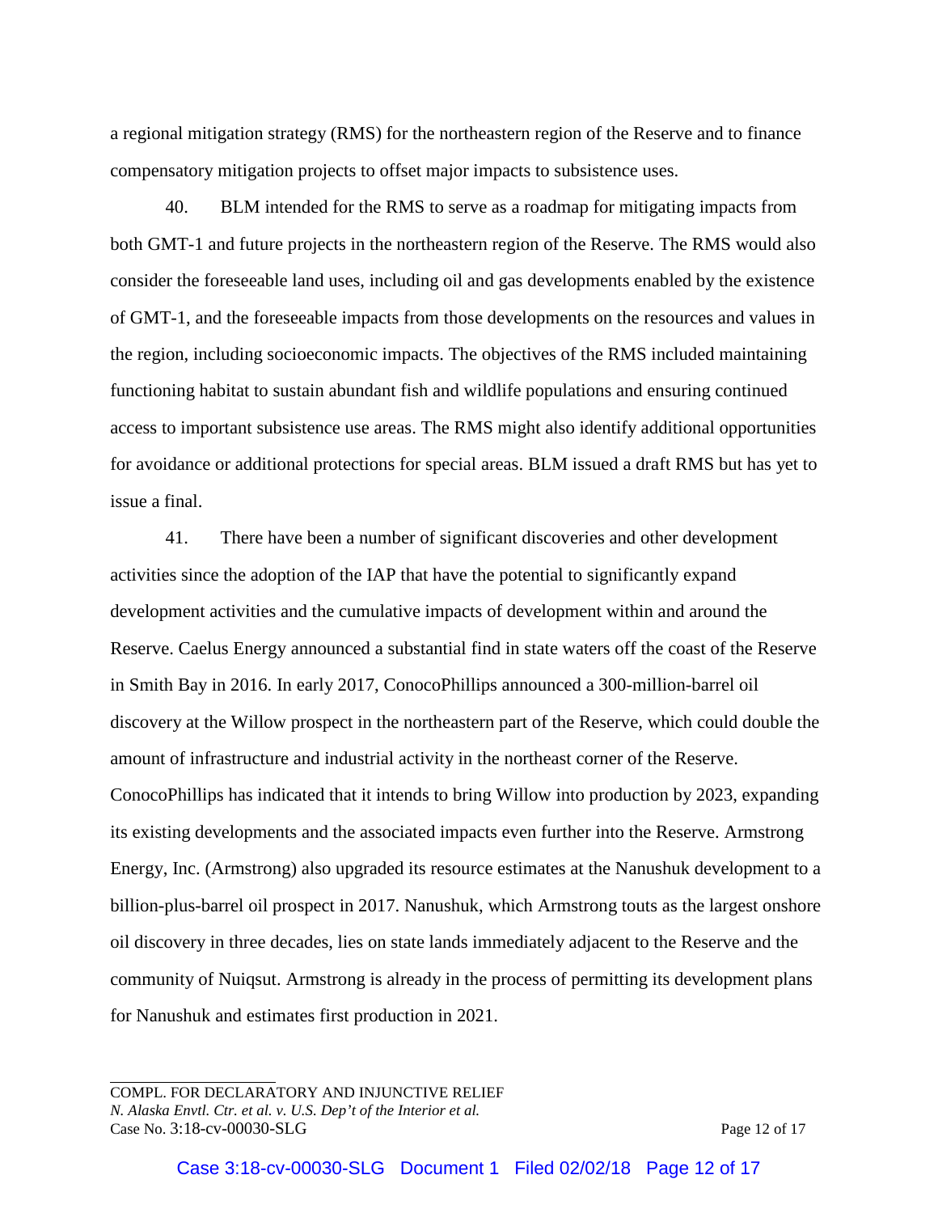a regional mitigation strategy (RMS) for the northeastern region of the Reserve and to finance compensatory mitigation projects to offset major impacts to subsistence uses.

40. BLM intended for the RMS to serve as a roadmap for mitigating impacts from both GMT-1 and future projects in the northeastern region of the Reserve. The RMS would also consider the foreseeable land uses, including oil and gas developments enabled by the existence of GMT-1, and the foreseeable impacts from those developments on the resources and values in the region, including socioeconomic impacts. The objectives of the RMS included maintaining functioning habitat to sustain abundant fish and wildlife populations and ensuring continued access to important subsistence use areas. The RMS might also identify additional opportunities for avoidance or additional protections for special areas. BLM issued a draft RMS but has yet to issue a final.

41. There have been a number of significant discoveries and other development activities since the adoption of the IAP that have the potential to significantly expand development activities and the cumulative impacts of development within and around the Reserve. Caelus Energy announced a substantial find in state waters off the coast of the Reserve in Smith Bay in 2016. In early 2017, ConocoPhillips announced a 300-million-barrel oil discovery at the Willow prospect in the northeastern part of the Reserve, which could double the amount of infrastructure and industrial activity in the northeast corner of the Reserve. ConocoPhillips has indicated that it intends to bring Willow into production by 2023, expanding its existing developments and the associated impacts even further into the Reserve. Armstrong Energy, Inc. (Armstrong) also upgraded its resource estimates at the Nanushuk development to a billion-plus-barrel oil prospect in 2017. Nanushuk, which Armstrong touts as the largest onshore oil discovery in three decades, lies on state lands immediately adjacent to the Reserve and the community of Nuiqsut. Armstrong is already in the process of permitting its development plans for Nanushuk and estimates first production in 2021.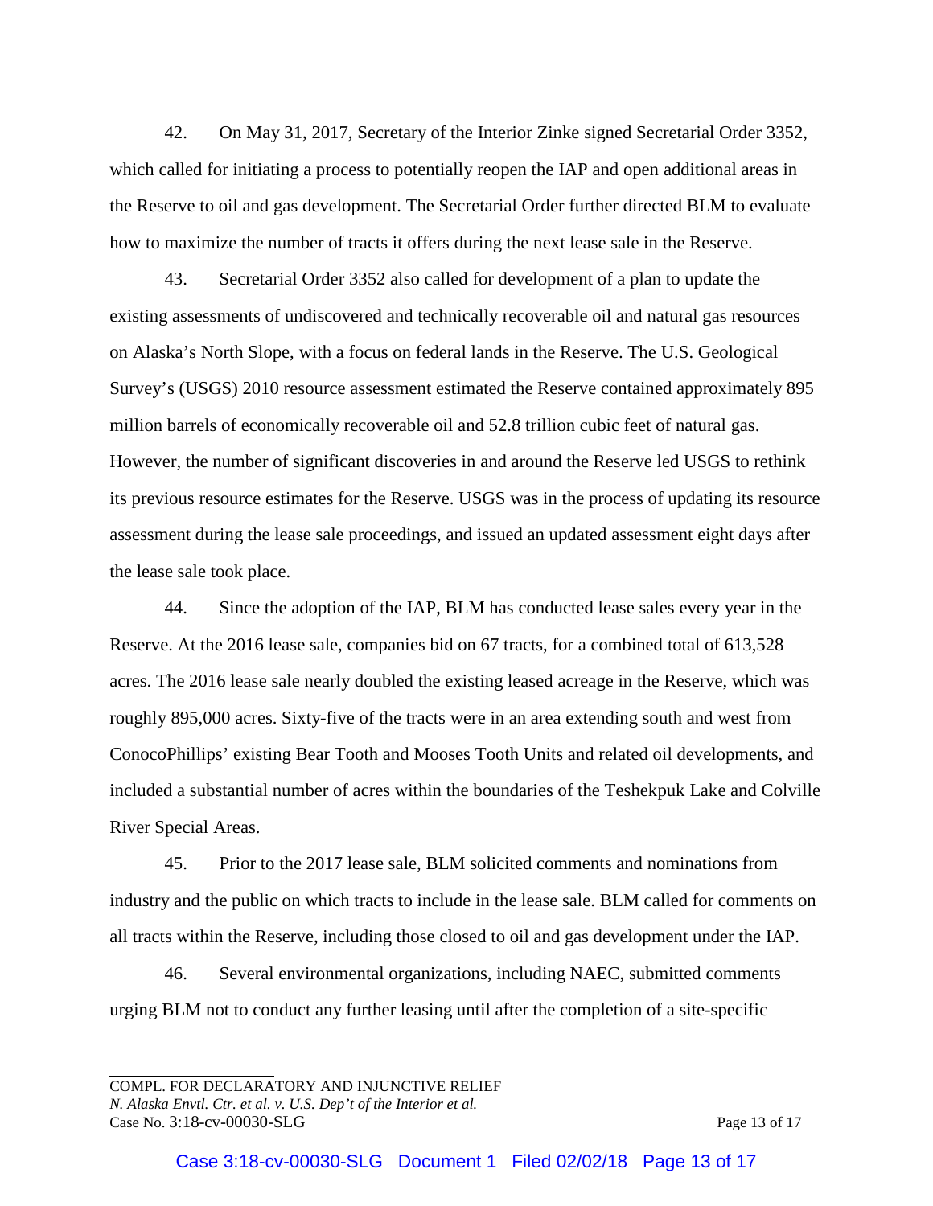42. On May 31, 2017, Secretary of the Interior Zinke signed Secretarial Order 3352, which called for initiating a process to potentially reopen the IAP and open additional areas in the Reserve to oil and gas development. The Secretarial Order further directed BLM to evaluate how to maximize the number of tracts it offers during the next lease sale in the Reserve.

43. Secretarial Order 3352 also called for development of a plan to update the existing assessments of undiscovered and technically recoverable oil and natural gas resources on Alaska's North Slope, with a focus on federal lands in the Reserve. The U.S. Geological Survey's (USGS) 2010 resource assessment estimated the Reserve contained approximately 895 million barrels of economically recoverable oil and 52.8 trillion cubic feet of natural gas. However, the number of significant discoveries in and around the Reserve led USGS to rethink its previous resource estimates for the Reserve. USGS was in the process of updating its resource assessment during the lease sale proceedings, and issued an updated assessment eight days after the lease sale took place.

44. Since the adoption of the IAP, BLM has conducted lease sales every year in the Reserve. At the 2016 lease sale, companies bid on 67 tracts, for a combined total of 613,528 acres. The 2016 lease sale nearly doubled the existing leased acreage in the Reserve, which was roughly 895,000 acres. Sixty-five of the tracts were in an area extending south and west from ConocoPhillips' existing Bear Tooth and Mooses Tooth Units and related oil developments, and included a substantial number of acres within the boundaries of the Teshekpuk Lake and Colville River Special Areas.

45. Prior to the 2017 lease sale, BLM solicited comments and nominations from industry and the public on which tracts to include in the lease sale. BLM called for comments on all tracts within the Reserve, including those closed to oil and gas development under the IAP.

46. Several environmental organizations, including NAEC, submitted comments urging BLM not to conduct any further leasing until after the completion of a site-specific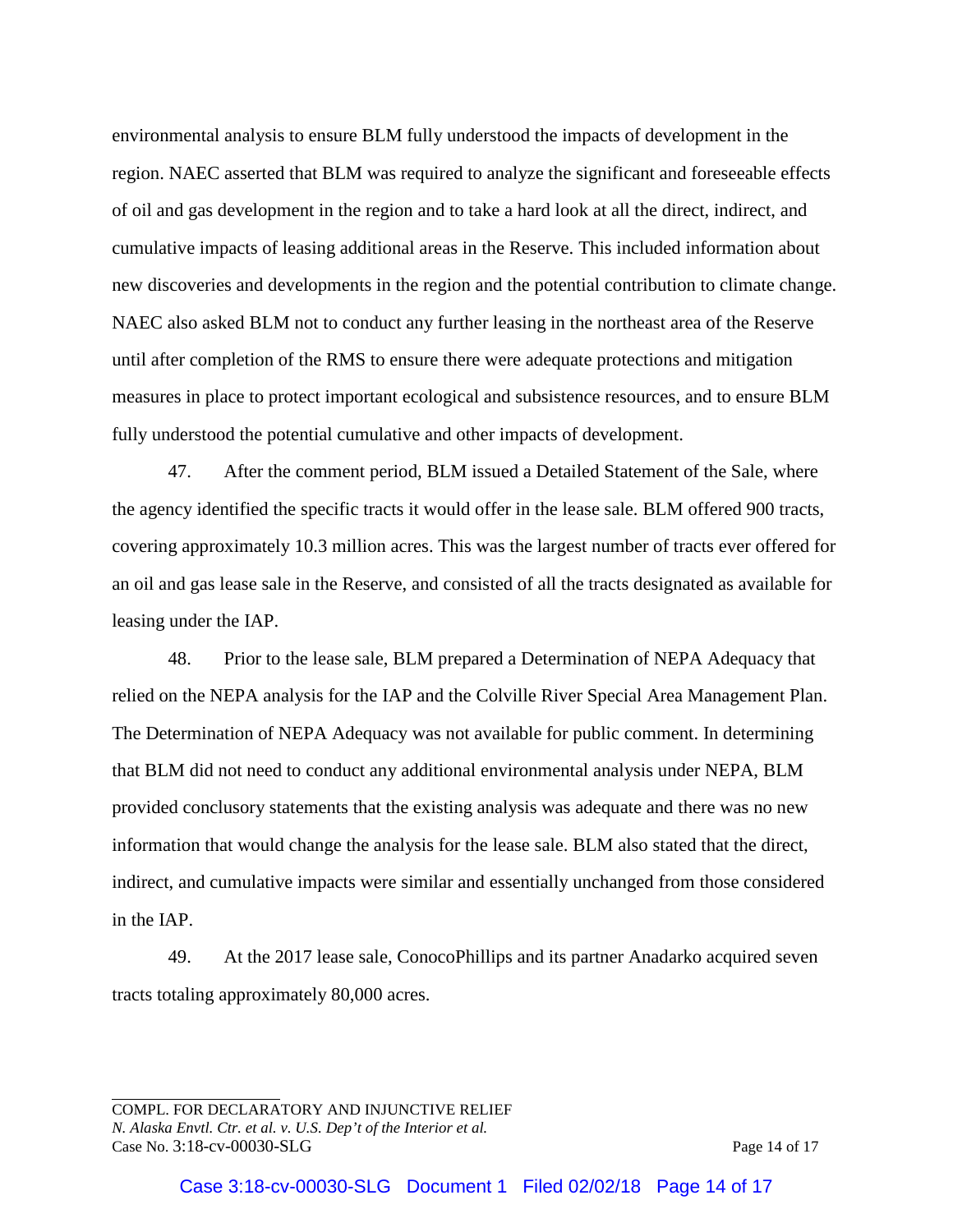environmental analysis to ensure BLM fully understood the impacts of development in the region. NAEC asserted that BLM was required to analyze the significant and foreseeable effects of oil and gas development in the region and to take a hard look at all the direct, indirect, and cumulative impacts of leasing additional areas in the Reserve. This included information about new discoveries and developments in the region and the potential contribution to climate change. NAEC also asked BLM not to conduct any further leasing in the northeast area of the Reserve until after completion of the RMS to ensure there were adequate protections and mitigation measures in place to protect important ecological and subsistence resources, and to ensure BLM fully understood the potential cumulative and other impacts of development.

47. After the comment period, BLM issued a Detailed Statement of the Sale, where the agency identified the specific tracts it would offer in the lease sale. BLM offered 900 tracts, covering approximately 10.3 million acres. This was the largest number of tracts ever offered for an oil and gas lease sale in the Reserve, and consisted of all the tracts designated as available for leasing under the IAP.

48. Prior to the lease sale, BLM prepared a Determination of NEPA Adequacy that relied on the NEPA analysis for the IAP and the Colville River Special Area Management Plan. The Determination of NEPA Adequacy was not available for public comment. In determining that BLM did not need to conduct any additional environmental analysis under NEPA, BLM provided conclusory statements that the existing analysis was adequate and there was no new information that would change the analysis for the lease sale. BLM also stated that the direct, indirect, and cumulative impacts were similar and essentially unchanged from those considered in the IAP.

49. At the 2017 lease sale, ConocoPhillips and its partner Anadarko acquired seven tracts totaling approximately 80,000 acres.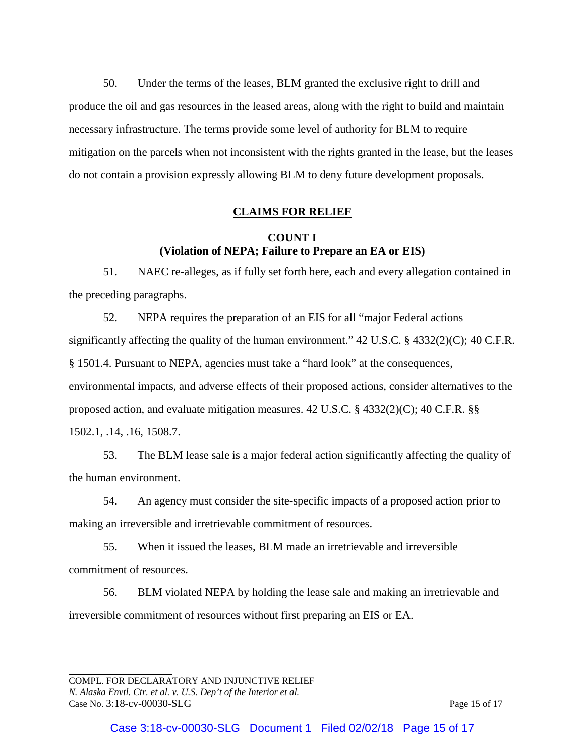50. Under the terms of the leases, BLM granted the exclusive right to drill and produce the oil and gas resources in the leased areas, along with the right to build and maintain necessary infrastructure. The terms provide some level of authority for BLM to require mitigation on the parcels when not inconsistent with the rights granted in the lease, but the leases do not contain a provision expressly allowing BLM to deny future development proposals.

## CLAIMS FOR RELIEF

### COUNT I
### (Violation of NEPA; Failure to Prepare an EA or EIS)

51. NAEC re-alleges, as if fully set forth here, each and every allegation contained in the preceding paragraphs.

52. NEPA requires the preparation of an EIS for all "major Federal actions significantly affecting the quality of the human environment." 42 U.S.C. § 4332(2)(C); 40 C.F.R. § 1501.4. Pursuant to NEPA, agencies must take a "hard look" at the consequences, environmental impacts, and adverse effects of their proposed actions, consider alternatives to the proposed action, and evaluate mitigation measures. 42 U.S.C. § 4332(2)(C); 40 C.F.R. §§ 1502.1, .14, .16, 1508.7.

53. The BLM lease sale is a major federal action significantly affecting the quality of the human environment.

54. An agency must consider the site-specific impacts of a proposed action prior to making an irreversible and irretrievable commitment of resources.

55. When it issued the leases, BLM made an irretrievable and irreversible commitment of resources.

56. BLM violated NEPA by holding the lease sale and making an irretrievable and irreversible commitment of resources without first preparing an EIS or EA.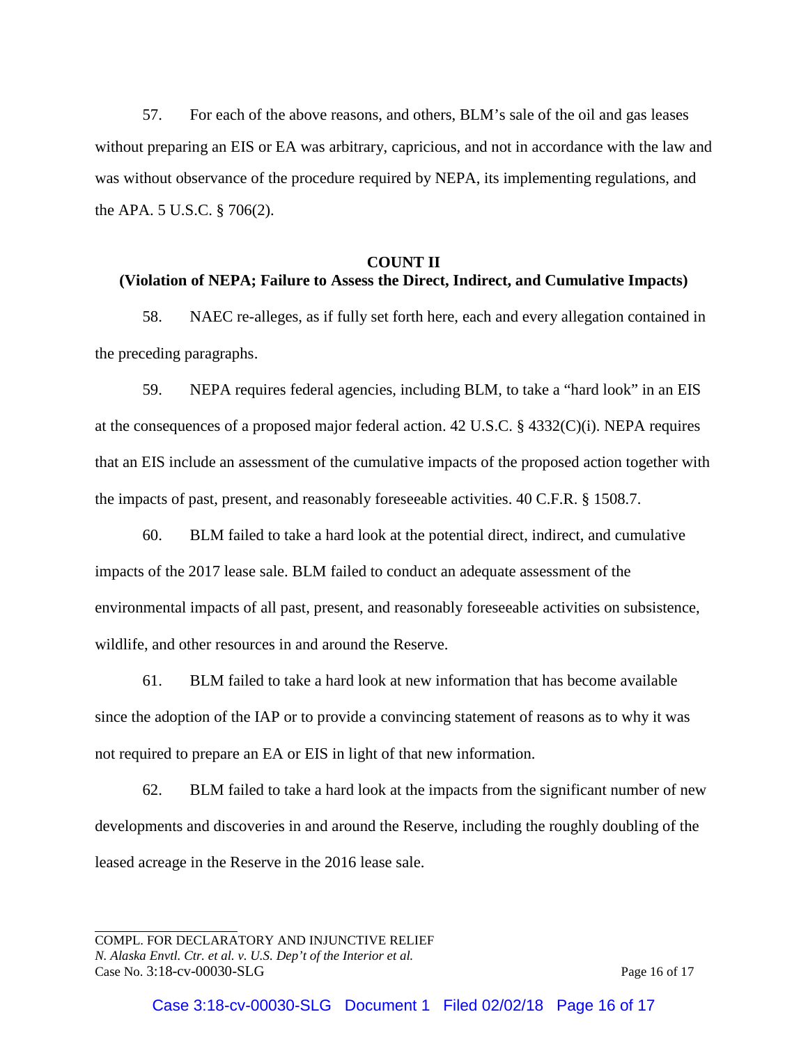57. For each of the above reasons, and others, BLM's sale of the oil and gas leases without preparing an EIS or EA was arbitrary, capricious, and not in accordance with the law and was without observance of the procedure required by NEPA, its implementing regulations, and the APA. 5 U.S.C. § 706(2).

**COUNT II**
**(Violation of NEPA; Failure to Assess the Direct, Indirect, and Cumulative Impacts)**

58. NAEC re-alleges, as if fully set forth here, each and every allegation contained in the preceding paragraphs.

59. NEPA requires federal agencies, including BLM, to take a "hard look" in an EIS at the consequences of a proposed major federal action. 42 U.S.C. § 4332(C)(i). NEPA requires that an EIS include an assessment of the cumulative impacts of the proposed action together with the impacts of past, present, and reasonably foreseeable activities. 40 C.F.R. § 1508.7.

60. BLM failed to take a hard look at the potential direct, indirect, and cumulative impacts of the 2017 lease sale. BLM failed to conduct an adequate assessment of the environmental impacts of all past, present, and reasonably foreseeable activities on subsistence, wildlife, and other resources in and around the Reserve.

61. BLM failed to take a hard look at new information that has become available since the adoption of the IAP or to provide a convincing statement of reasons as to why it was not required to prepare an EA or EIS in light of that new information.

62. BLM failed to take a hard look at the impacts from the significant number of new developments and discoveries in and around the Reserve, including the roughly doubling of the leased acreage in the Reserve in the 2016 lease sale.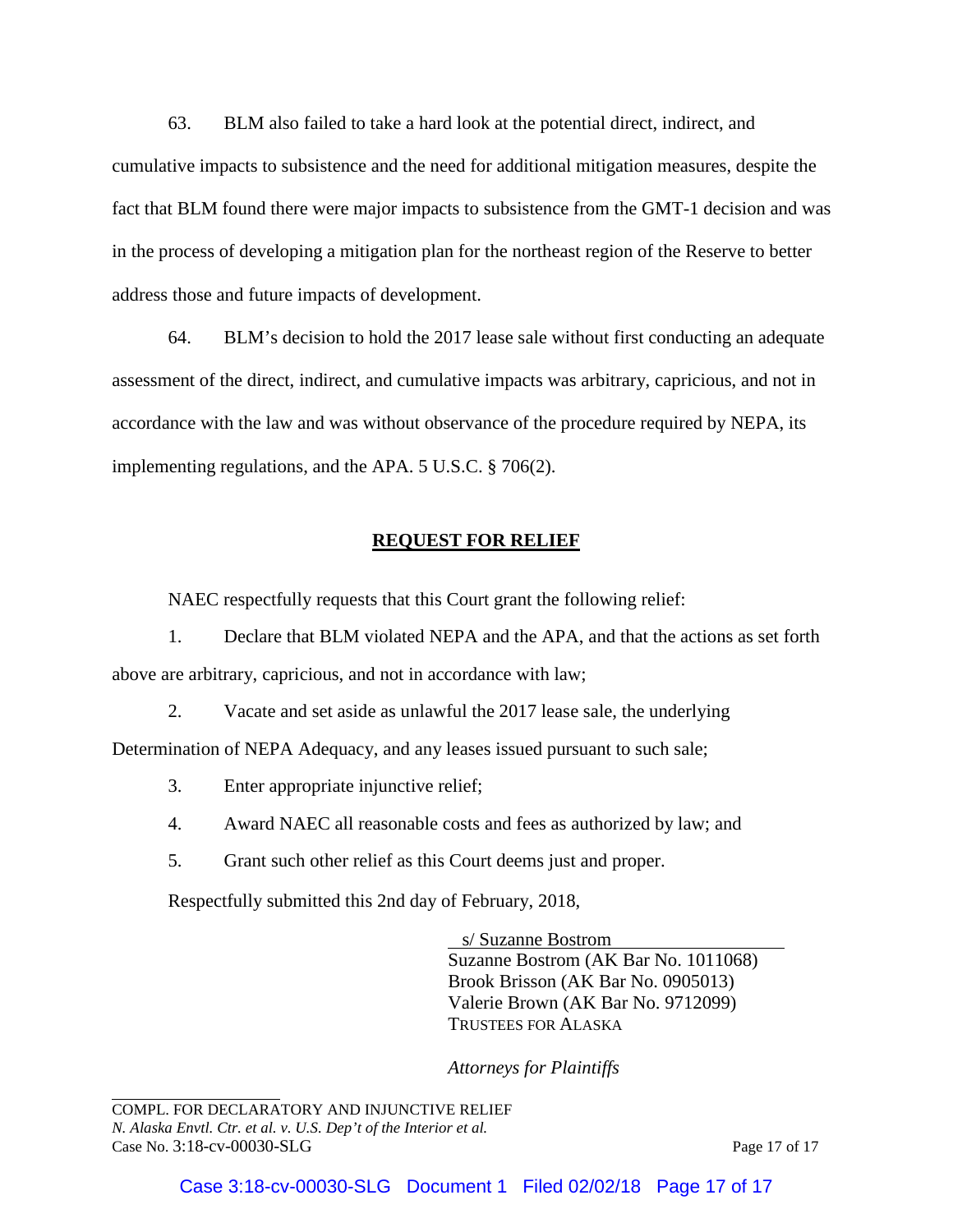63. BLM also failed to take a hard look at the potential direct, indirect, and cumulative impacts to subsistence and the need for additional mitigation measures, despite the fact that BLM found there were major impacts to subsistence from the GMT-1 decision and was in the process of developing a mitigation plan for the northeast region of the Reserve to better address those and future impacts of development.

64. BLM's decision to hold the 2017 lease sale without first conducting an adequate assessment of the direct, indirect, and cumulative impacts was arbitrary, capricious, and not in accordance with the law and was without observance of the procedure required by NEPA, its implementing regulations, and the APA. 5 U.S.C. § 706(2).

## **REQUEST FOR RELIEF**

NAEC respectfully requests that this Court grant the following relief:

1. Declare that BLM violated NEPA and the APA, and that the actions as set forth above are arbitrary, capricious, and not in accordance with law;

2. Vacate and set aside as unlawful the 2017 lease sale, the underlying Determination of NEPA Adequacy, and any leases issued pursuant to such sale;

3. Enter appropriate injunctive relief;

4. Award NAEC all reasonable costs and fees as authorized by law; and

5. Grant such other relief as this Court deems just and proper.

Respectfully submitted this 2nd day of February, 2018,

s/ Suzanne Bostrom
Suzanne Bostrom (AK Bar No. 1011068)
Brook Brisson (AK Bar No. 0905013)
Valerie Brown (AK Bar No. 9712099)
TRUSTEES FOR ALASKA

*Attorneys for Plaintiffs*

COMPL. FOR DECLARATORY AND INJUNCTIVE RELIEF
*N. Alaska Envtl. Ctr. et al. v. U.S. Dep't of the Interior et al.*
Case No. 3:18-cv-00030-SLG